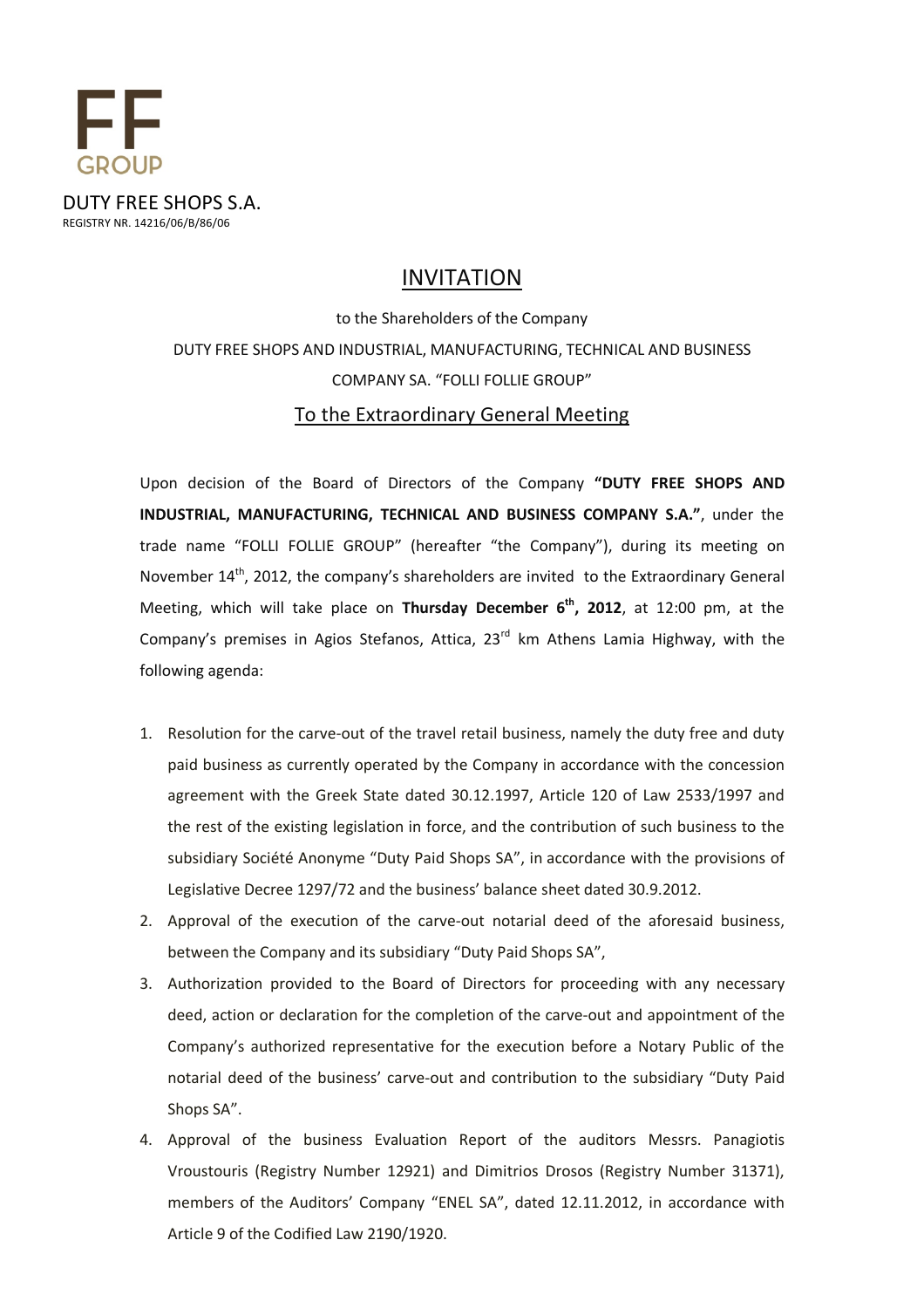FF GROUP

DUTY FREE SHOPS S.A.
REGISTRY NR. 14216/06/B/86/06

# INVITATION

to the Shareholders of the Company
DUTY FREE SHOPS AND INDUSTRIAL, MANUFACTURING, TECHNICAL AND BUSINESS COMPANY SA. "FOLLI FOLLIE GROUP"

## To the Extraordinary General Meeting

Upon decision of the Board of Directors of the Company **"DUTY FREE SHOPS AND INDUSTRIAL, MANUFACTURING, TECHNICAL AND BUSINESS COMPANY S.A."**, under the trade name "FOLLI FOLLIE GROUP" (hereafter "the Company"), during its meeting on November 14th, 2012, the company's shareholders are invited to the Extraordinary General Meeting, which will take place on **Thursday December 6th, 2012**, at 12:00 pm, at the Company's premises in Agios Stefanos, Attica, 23rd km Athens Lamia Highway, with the following agenda:

1. Resolution for the carve-out of the travel retail business, namely the duty free and duty paid business as currently operated by the Company in accordance with the concession agreement with the Greek State dated 30.12.1997, Article 120 of Law 2533/1997 and the rest of the existing legislation in force, and the contribution of such business to the subsidiary Société Anonyme "Duty Paid Shops SA", in accordance with the provisions of Legislative Decree 1297/72 and the business' balance sheet dated 30.9.2012.
2. Approval of the execution of the carve-out notarial deed of the aforesaid business, between the Company and its subsidiary "Duty Paid Shops SA",
3. Authorization provided to the Board of Directors for proceeding with any necessary deed, action or declaration for the completion of the carve-out and appointment of the Company's authorized representative for the execution before a Notary Public of the notarial deed of the business' carve-out and contribution to the subsidiary "Duty Paid Shops SA".
4. Approval of the business Evaluation Report of the auditors Messrs. Panagiotis Vroustouris (Registry Number 12921) and Dimitrios Drosos (Registry Number 31371), members of the Auditors' Company "ENEL SA", dated 12.11.2012, in accordance with Article 9 of the Codified Law 2190/1920.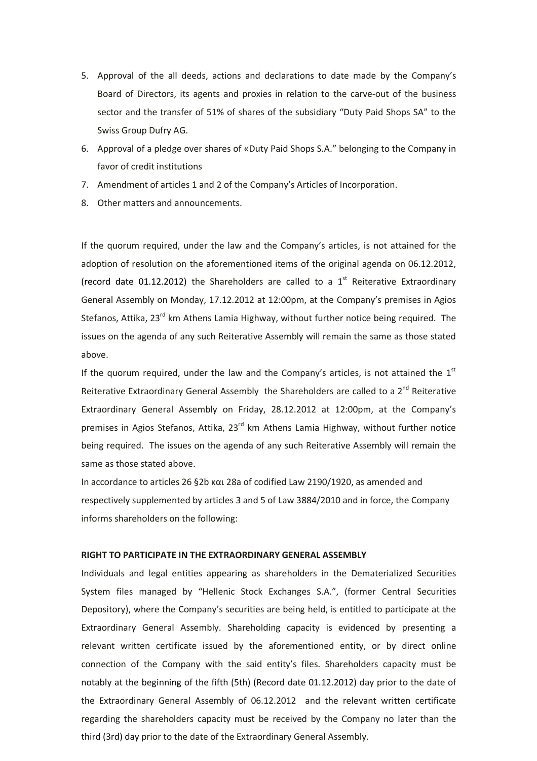5. Approval of the all deeds, actions and declarations to date made by the Company's Board of Directors, its agents and proxies in relation to the carve-out of the business sector and the transfer of 51% of shares of the subsidiary "Duty Paid Shops SA" to the Swiss Group Dufry AG.
6. Approval of a pledge over shares of «Duty Paid Shops S.A." belonging to the Company in favor of credit institutions
7. Amendment of articles 1 and 2 of the Company's Articles of Incorporation.
8. Other matters and announcements.

If the quorum required, under the law and the Company's articles, is not attained for the adoption of resolution on the aforementioned items of the original agenda on 06.12.2012, (record date 01.12.2012) the Shareholders are called to a 1st Reiterative Extraordinary General Assembly on Monday, 17.12.2012 at 12:00pm, at the Company's premises in Agios Stefanos, Attika, 23rd km Athens Lamia Highway, without further notice being required. The issues on the agenda of any such Reiterative Assembly will remain the same as those stated above.

If the quorum required, under the law and the Company's articles, is not attained the 1st Reiterative Extraordinary General Assembly the Shareholders are called to a 2nd Reiterative Extraordinary General Assembly on Friday, 28.12.2012 at 12:00pm, at the Company's premises in Agios Stefanos, Attika, 23rd km Athens Lamia Highway, without further notice being required. The issues on the agenda of any such Reiterative Assembly will remain the same as those stated above.

In accordance to articles 26 §2b και 28a of codified Law 2190/1920, as amended and respectively supplemented by articles 3 and 5 of Law 3884/2010 and in force, the Company informs shareholders on the following:

**RIGHT TO PARTICIPATE IN THE EXTRAORDINARY GENERAL ASSEMBLY**

Individuals and legal entities appearing as shareholders in the Dematerialized Securities System files managed by "Hellenic Stock Exchanges S.A.", (former Central Securities Depository), where the Company's securities are being held, is entitled to participate at the Extraordinary General Assembly. Shareholding capacity is evidenced by presenting a relevant written certificate issued by the aforementioned entity, or by direct online connection of the Company with the said entity's files. Shareholders capacity must be notably at the beginning of the fifth (5th) (Record date 01.12.2012) day prior to the date of the Extraordinary General Assembly of 06.12.2012 and the relevant written certificate regarding the shareholders capacity must be received by the Company no later than the third (3rd) day prior to the date of the Extraordinary General Assembly.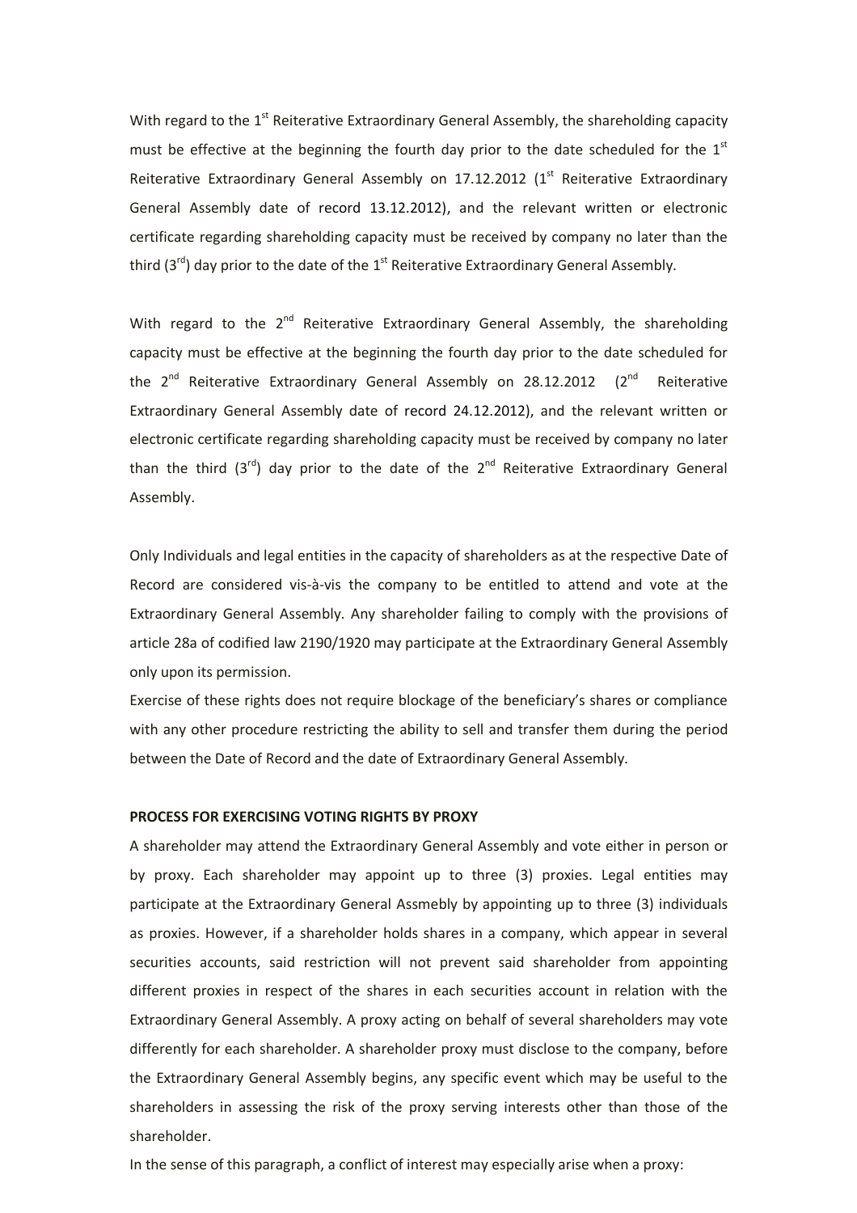With regard to the 1st Reiterative Extraordinary General Assembly, the shareholding capacity must be effective at the beginning the fourth day prior to the date scheduled for the 1st Reiterative Extraordinary General Assembly on 17.12.2012 (1st Reiterative Extraordinary General Assembly date of record 13.12.2012), and the relevant written or electronic certificate regarding shareholding capacity must be received by company no later than the third (3rd) day prior to the date of the 1st Reiterative Extraordinary General Assembly.

With regard to the 2nd Reiterative Extraordinary General Assembly, the shareholding capacity must be effective at the beginning the fourth day prior to the date scheduled for the 2nd Reiterative Extraordinary General Assembly on 28.12.2012 (2nd Reiterative Extraordinary General Assembly date of record 24.12.2012), and the relevant written or electronic certificate regarding shareholding capacity must be received by company no later than the third (3rd) day prior to the date of the 2nd Reiterative Extraordinary General Assembly.

Only Individuals and legal entities in the capacity of shareholders as at the respective Date of Record are considered vis-à-vis the company to be entitled to attend and vote at the Extraordinary General Assembly. Any shareholder failing to comply with the provisions of article 28a of codified law 2190/1920 may participate at the Extraordinary General Assembly only upon its permission.

Exercise of these rights does not require blockage of the beneficiary's shares or compliance with any other procedure restricting the ability to sell and transfer them during the period between the Date of Record and the date of Extraordinary General Assembly.

**PROCESS FOR EXERCISING VOTING RIGHTS BY PROXY**

A shareholder may attend the Extraordinary General Assembly and vote either in person or by proxy. Each shareholder may appoint up to three (3) proxies. Legal entities may participate at the Extraordinary General Assmebly by appointing up to three (3) individuals as proxies. However, if a shareholder holds shares in a company, which appear in several securities accounts, said restriction will not prevent said shareholder from appointing different proxies in respect of the shares in each securities account in relation with the Extraordinary General Assembly. A proxy acting on behalf of several shareholders may vote differently for each shareholder. A shareholder proxy must disclose to the company, before the Extraordinary General Assembly begins, any specific event which may be useful to the shareholders in assessing the risk of the proxy serving interests other than those of the shareholder.

In the sense of this paragraph, a conflict of interest may especially arise when a proxy: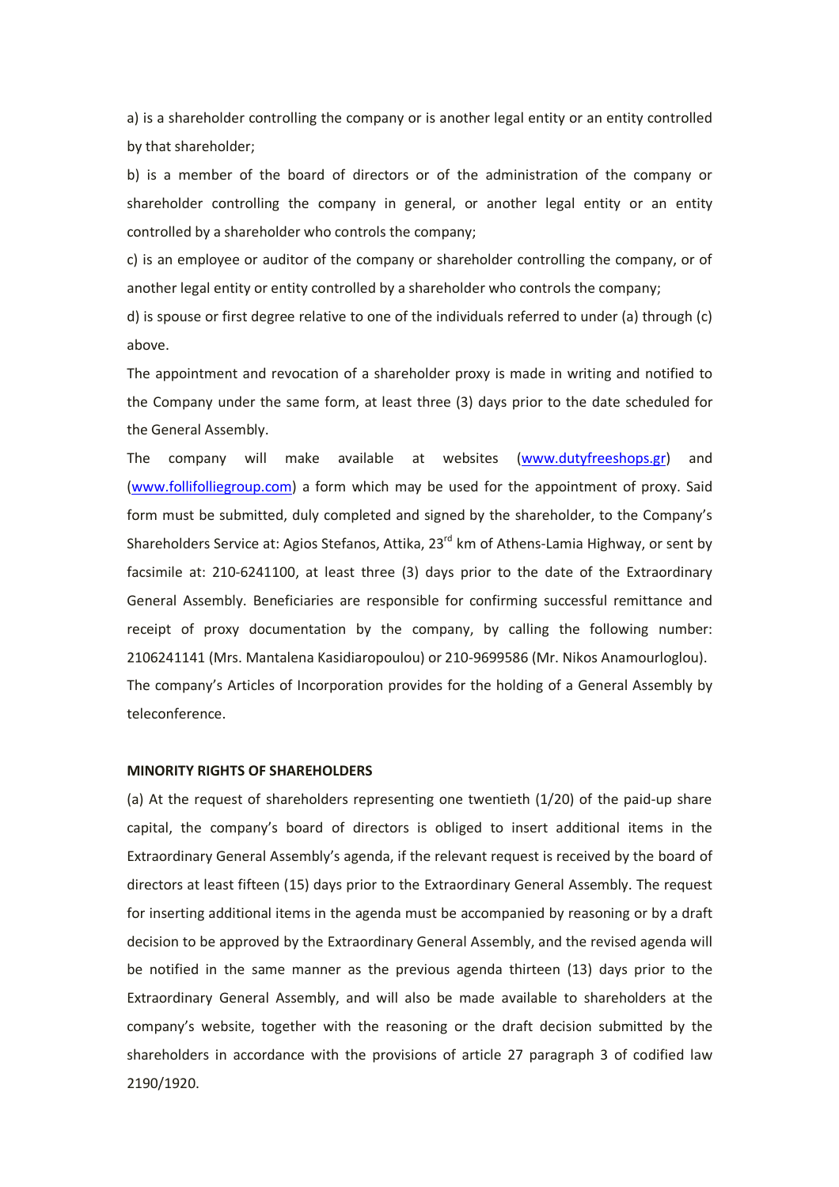a) is a shareholder controlling the company or is another legal entity or an entity controlled by that shareholder;

b) is a member of the board of directors or of the administration of the company or shareholder controlling the company in general, or another legal entity or an entity controlled by a shareholder who controls the company;

c) is an employee or auditor of the company or shareholder controlling the company, or of another legal entity or entity controlled by a shareholder who controls the company;

d) is spouse or first degree relative to one of the individuals referred to under (a) through (c) above.

The appointment and revocation of a shareholder proxy is made in writing and notified to the Company under the same form, at least three (3) days prior to the date scheduled for the General Assembly.

The company will make available at websites (www.dutyfreeshops.gr) and (www.follifolliegroup.com) a form which may be used for the appointment of proxy. Said form must be submitted, duly completed and signed by the shareholder, to the Company's Shareholders Service at: Agios Stefanos, Attika, 23rd km of Athens-Lamia Highway, or sent by facsimile at: 210-6241100, at least three (3) days prior to the date of the Extraordinary General Assembly. Beneficiaries are responsible for confirming successful remittance and receipt of proxy documentation by the company, by calling the following number: 2106241141 (Mrs. Mantalena Kasidiaropoulou) or 210-9699586 (Mr. Nikos Anamourloglou).

The company's Articles of Incorporation provides for the holding of a General Assembly by teleconference.

**MINORITY RIGHTS OF SHAREHOLDERS**

(a) At the request of shareholders representing one twentieth (1/20) of the paid-up share capital, the company's board of directors is obliged to insert additional items in the Extraordinary General Assembly's agenda, if the relevant request is received by the board of directors at least fifteen (15) days prior to the Extraordinary General Assembly. The request for inserting additional items in the agenda must be accompanied by reasoning or by a draft decision to be approved by the Extraordinary General Assembly, and the revised agenda will be notified in the same manner as the previous agenda thirteen (13) days prior to the Extraordinary General Assembly, and will also be made available to shareholders at the company's website, together with the reasoning or the draft decision submitted by the shareholders in accordance with the provisions of article 27 paragraph 3 of codified law 2190/1920.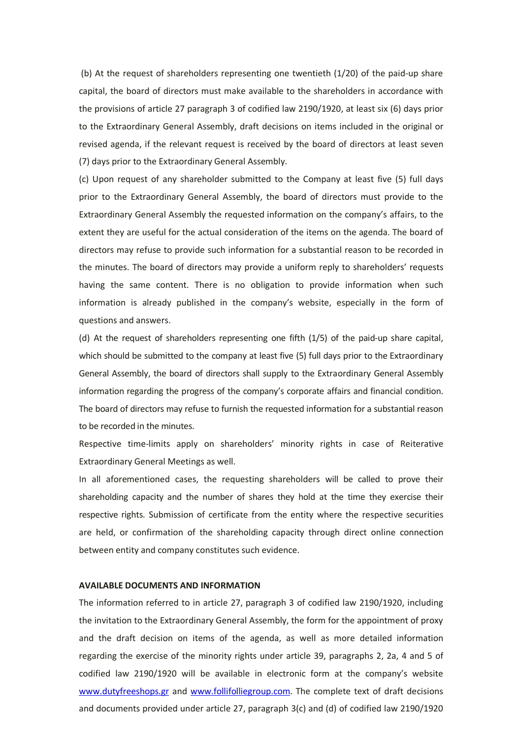(b) At the request of shareholders representing one twentieth (1/20) of the paid-up share capital, the board of directors must make available to the shareholders in accordance with the provisions of article 27 paragraph 3 of codified law 2190/1920, at least six (6) days prior to the Extraordinary General Assembly, draft decisions on items included in the original or revised agenda, if the relevant request is received by the board of directors at least seven (7) days prior to the Extraordinary General Assembly.

(c) Upon request of any shareholder submitted to the Company at least five (5) full days prior to the Extraordinary General Assembly, the board of directors must provide to the Extraordinary General Assembly the requested information on the company's affairs, to the extent they are useful for the actual consideration of the items on the agenda. The board of directors may refuse to provide such information for a substantial reason to be recorded in the minutes. The board of directors may provide a uniform reply to shareholders' requests having the same content. There is no obligation to provide information when such information is already published in the company's website, especially in the form of questions and answers.

(d) At the request of shareholders representing one fifth (1/5) of the paid-up share capital, which should be submitted to the company at least five (5) full days prior to the Extraordinary General Assembly, the board of directors shall supply to the Extraordinary General Assembly information regarding the progress of the company's corporate affairs and financial condition. The board of directors may refuse to furnish the requested information for a substantial reason to be recorded in the minutes.

Respective time-limits apply on shareholders' minority rights in case of Reiterative Extraordinary General Meetings as well.

In all aforementioned cases, the requesting shareholders will be called to prove their shareholding capacity and the number of shares they hold at the time they exercise their respective rights. Submission of certificate from the entity where the respective securities are held, or confirmation of the shareholding capacity through direct online connection between entity and company constitutes such evidence.

**AVAILABLE DOCUMENTS AND INFORMATION**

The information referred to in article 27, paragraph 3 of codified law 2190/1920, including the invitation to the Extraordinary General Assembly, the form for the appointment of proxy and the draft decision on items of the agenda, as well as more detailed information regarding the exercise of the minority rights under article 39, paragraphs 2, 2a, 4 and 5 of codified law 2190/1920 will be available in electronic form at the company's website www.dutyfreeshops.gr and www.follifolliegroup.com. The complete text of draft decisions and documents provided under article 27, paragraph 3(c) and (d) of codified law 2190/1920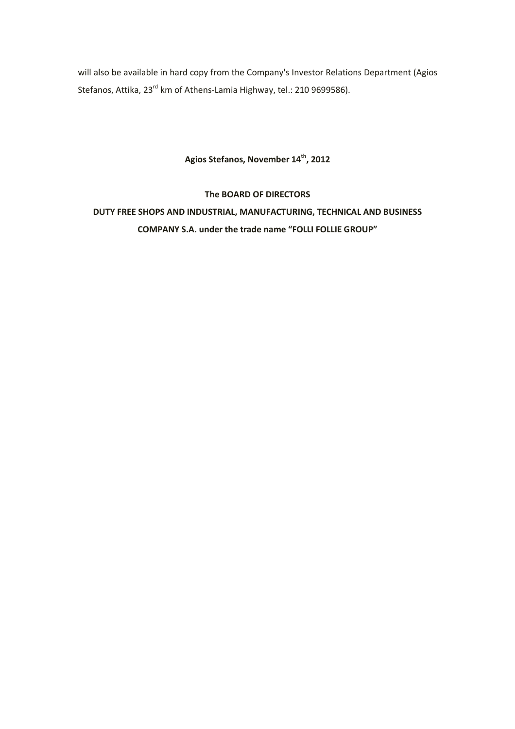will also be available in hard copy from the Company's Investor Relations Department (Agios Stefanos, Attika, 23rd km of Athens-Lamia Highway, tel.: 210 9699586).

**Agios Stefanos, November 14th, 2012**

**The BOARD OF DIRECTORS**

**DUTY FREE SHOPS AND INDUSTRIAL, MANUFACTURING, TECHNICAL AND BUSINESS COMPANY S.A. under the trade name "FOLLI FOLLIE GROUP"**